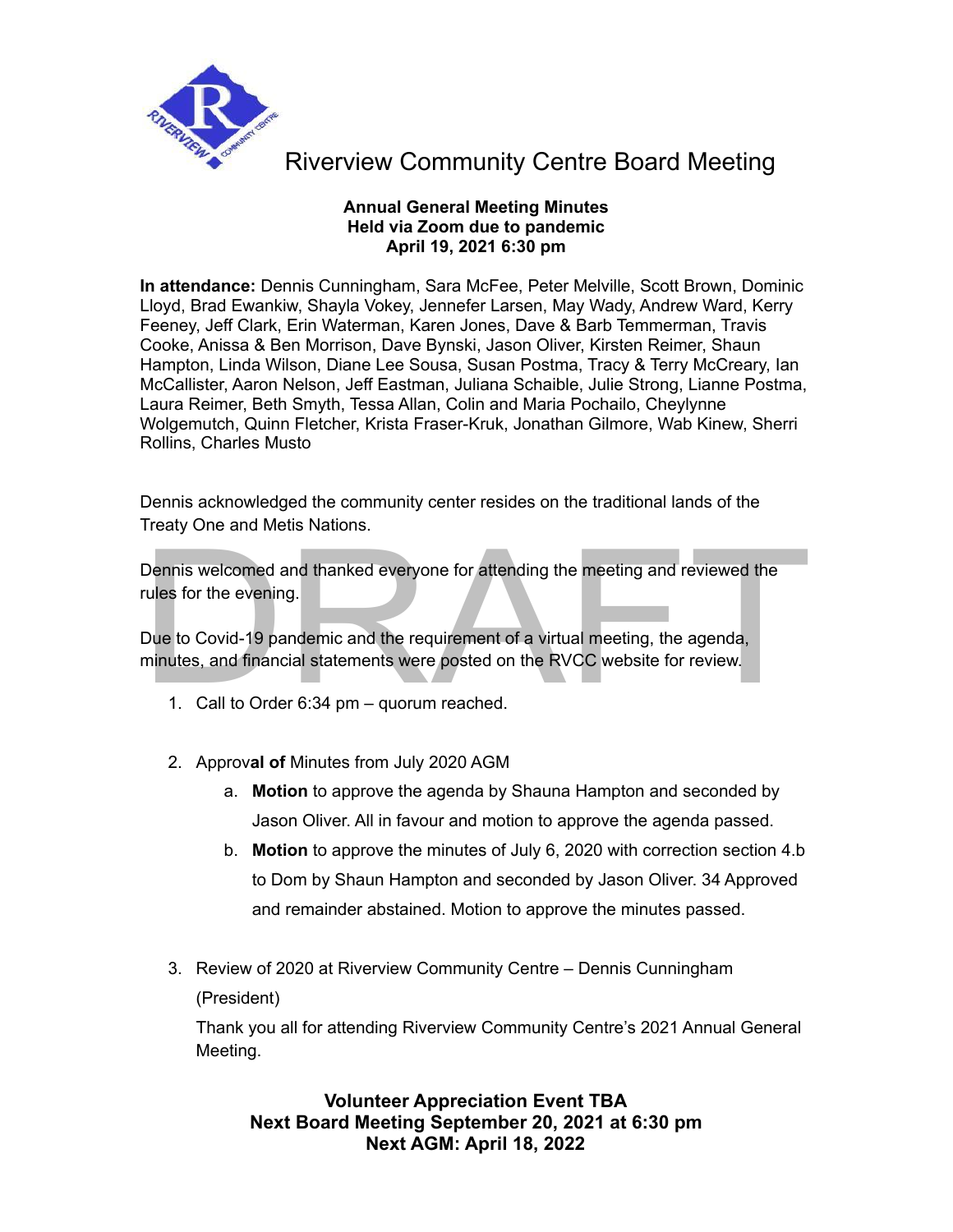# Riverview Community Centre Board Meeting

**Annual General Meeting Minutes**
**Held via Zoom due to pandemic**
**April 19, 2021 6:30 pm**

**In attendance:** Dennis Cunningham, Sara McFee, Peter Melville, Scott Brown, Dominic Lloyd, Brad Ewankiw, Shayla Vokey, Jennefer Larsen, May Wady, Andrew Ward, Kerry Feeney, Jeff Clark, Erin Waterman, Karen Jones, Dave & Barb Temmerman, Travis Cooke, Anissa & Ben Morrison, Dave Bynski, Jason Oliver, Kirsten Reimer, Shaun Hampton, Linda Wilson, Diane Lee Sousa, Susan Postma, Tracy & Terry McCreary, Ian McCallister, Aaron Nelson, Jeff Eastman, Juliana Schaible, Julie Strong, Lianne Postma, Laura Reimer, Beth Smyth, Tessa Allan, Colin and Maria Pochailo, Cheylynne Wolgemutch, Quinn Fletcher, Krista Fraser-Kruk, Jonathan Gilmore, Wab Kinew, Sherri Rollins, Charles Musto

Dennis acknowledged the community center resides on the traditional lands of the Treaty One and Metis Nations.

Dennis welcomed and thanked everyone for attending the meeting and reviewed the rules for the evening.

Due to Covid-19 pandemic and the requirement of a virtual meeting, the agenda, minutes, and financial statements were posted on the RVCC website for review.

1. Call to Order 6:34 pm – quorum reached.

2. Approv**al of** Minutes from July 2020 AGM
   a. **Motion** to approve the agenda by Shauna Hampton and seconded by Jason Oliver. All in favour and motion to approve the agenda passed.
   b. **Motion** to approve the minutes of July 6, 2020 with correction section 4.b to Dom by Shaun Hampton and seconded by Jason Oliver. 34 Approved and remainder abstained. Motion to approve the minutes passed.

3. Review of 2020 at Riverview Community Centre – Dennis Cunningham (President)

   Thank you all for attending Riverview Community Centre's 2021 Annual General Meeting.

**Volunteer Appreciation Event TBA**
**Next Board Meeting September 20, 2021 at 6:30 pm**
**Next AGM: April 18, 2022**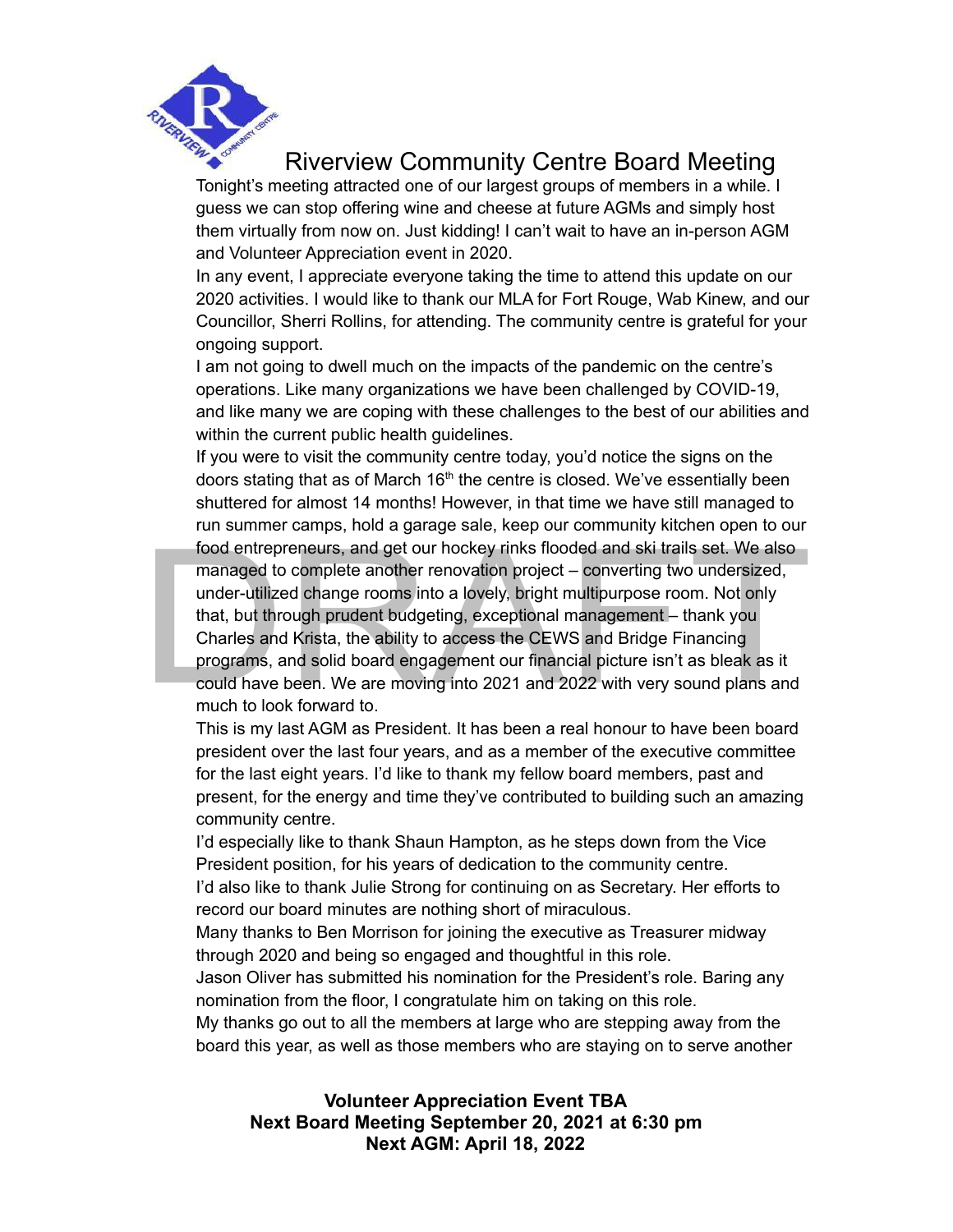# Riverview Community Centre Board Meeting

Tonight's meeting attracted one of our largest groups of members in a while. I guess we can stop offering wine and cheese at future AGMs and simply host them virtually from now on. Just kidding! I can't wait to have an in-person AGM and Volunteer Appreciation event in 2020.

In any event, I appreciate everyone taking the time to attend this update on our 2020 activities. I would like to thank our MLA for Fort Rouge, Wab Kinew, and our Councillor, Sherri Rollins, for attending. The community centre is grateful for your ongoing support.

I am not going to dwell much on the impacts of the pandemic on the centre's operations. Like many organizations we have been challenged by COVID-19, and like many we are coping with these challenges to the best of our abilities and within the current public health guidelines.

If you were to visit the community centre today, you'd notice the signs on the doors stating that as of March 16th the centre is closed. We've essentially been shuttered for almost 14 months! However, in that time we have still managed to run summer camps, hold a garage sale, keep our community kitchen open to our food entrepreneurs, and get our hockey rinks flooded and ski trails set. We also managed to complete another renovation project – converting two undersized, under-utilized change rooms into a lovely, bright multipurpose room. Not only that, but through prudent budgeting, exceptional management – thank you Charles and Krista, the ability to access the CEWS and Bridge Financing programs, and solid board engagement our financial picture isn't as bleak as it could have been. We are moving into 2021 and 2022 with very sound plans and much to look forward to.

This is my last AGM as President. It has been a real honour to have been board president over the last four years, and as a member of the executive committee for the last eight years. I'd like to thank my fellow board members, past and present, for the energy and time they've contributed to building such an amazing community centre.

I'd especially like to thank Shaun Hampton, as he steps down from the Vice President position, for his years of dedication to the community centre.

I'd also like to thank Julie Strong for continuing on as Secretary. Her efforts to record our board minutes are nothing short of miraculous.

Many thanks to Ben Morrison for joining the executive as Treasurer midway through 2020 and being so engaged and thoughtful in this role.

Jason Oliver has submitted his nomination for the President's role. Baring any nomination from the floor, I congratulate him on taking on this role.

My thanks go out to all the members at large who are stepping away from the board this year, as well as those members who are staying on to serve another

**Volunteer Appreciation Event TBA**
**Next Board Meeting September 20, 2021 at 6:30 pm**
**Next AGM: April 18, 2022**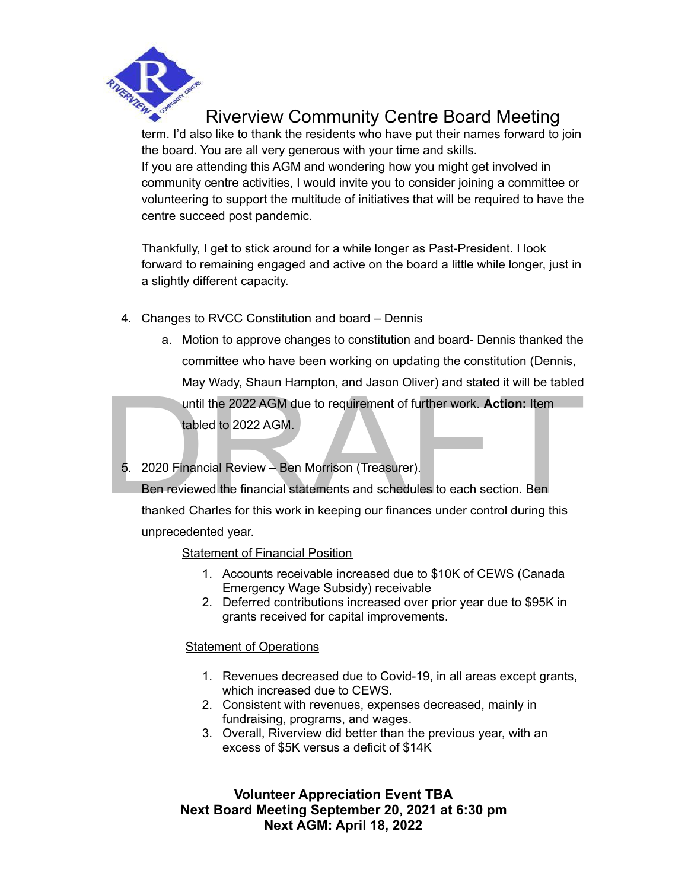term. I'd also like to thank the residents who have put their names forward to join the board. You are all very generous with your time and skills.
If you are attending this AGM and wondering how you might get involved in community centre activities, I would invite you to consider joining a committee or volunteering to support the multitude of initiatives that will be required to have the centre succeed post pandemic.

Thankfully, I get to stick around for a while longer as Past-President. I look forward to remaining engaged and active on the board a little while longer, just in a slightly different capacity.

4. Changes to RVCC Constitution and board – Dennis
   a. Motion to approve changes to constitution and board- Dennis thanked the committee who have been working on updating the constitution (Dennis, May Wady, Shaun Hampton, and Jason Oliver) and stated it will be tabled until the 2022 AGM due to requirement of further work. **Action:** Item tabled to 2022 AGM.

5. 2020 Financial Review – Ben Morrison (Treasurer).
   Ben reviewed the financial statements and schedules to each section. Ben thanked Charles for this work in keeping our finances under control during this unprecedented year.

   Statement of Financial Position

   1. Accounts receivable increased due to $10K of CEWS (Canada Emergency Wage Subsidy) receivable
   2. Deferred contributions increased over prior year due to $95K in grants received for capital improvements.

   Statement of Operations

   1. Revenues decreased due to Covid-19, in all areas except grants, which increased due to CEWS.
   2. Consistent with revenues, expenses decreased, mainly in fundraising, programs, and wages.
   3. Overall, Riverview did better than the previous year, with an excess of $5K versus a deficit of $14K

**Volunteer Appreciation Event TBA**
**Next Board Meeting September 20, 2021 at 6:30 pm**
**Next AGM: April 18, 2022**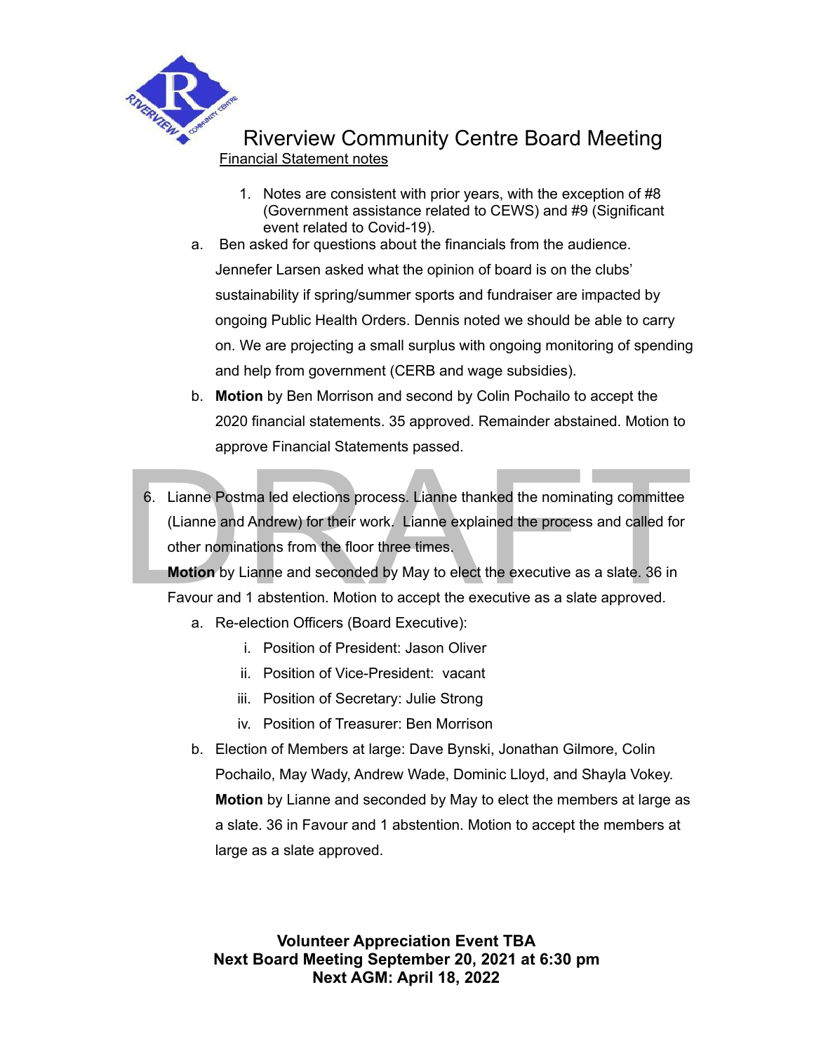# Riverview Community Centre Board Meeting

Financial Statement notes

1. Notes are consistent with prior years, with the exception of #8 (Government assistance related to CEWS) and #9 (Significant event related to Covid-19).

a. Ben asked for questions about the financials from the audience. Jennefer Larsen asked what the opinion of board is on the clubs' sustainability if spring/summer sports and fundraiser are impacted by ongoing Public Health Orders. Dennis noted we should be able to carry on. We are projecting a small surplus with ongoing monitoring of spending and help from government (CERB and wage subsidies).

b. **Motion** by Ben Morrison and second by Colin Pochailo to accept the 2020 financial statements. 35 approved. Remainder abstained. Motion to approve Financial Statements passed.

6. Lianne Postma led elections process. Lianne thanked the nominating committee (Lianne and Andrew) for their work. Lianne explained the process and called for other nominations from the floor three times.
   **Motion** by Lianne and seconded by May to elect the executive as a slate. 36 in Favour and 1 abstention. Motion to accept the executive as a slate approved.
   a. Re-election Officers (Board Executive):
      i. Position of President: Jason Oliver
      ii. Position of Vice-President: vacant
      iii. Position of Secretary: Julie Strong
      iv. Position of Treasurer: Ben Morrison
   b. Election of Members at large: Dave Bynski, Jonathan Gilmore, Colin Pochailo, May Wady, Andrew Wade, Dominic Lloyd, and Shayla Vokey.
      **Motion** by Lianne and seconded by May to elect the members at large as a slate. 36 in Favour and 1 abstention. Motion to accept the members at large as a slate approved.

**Volunteer Appreciation Event TBA**
**Next Board Meeting September 20, 2021 at 6:30 pm**
**Next AGM: April 18, 2022**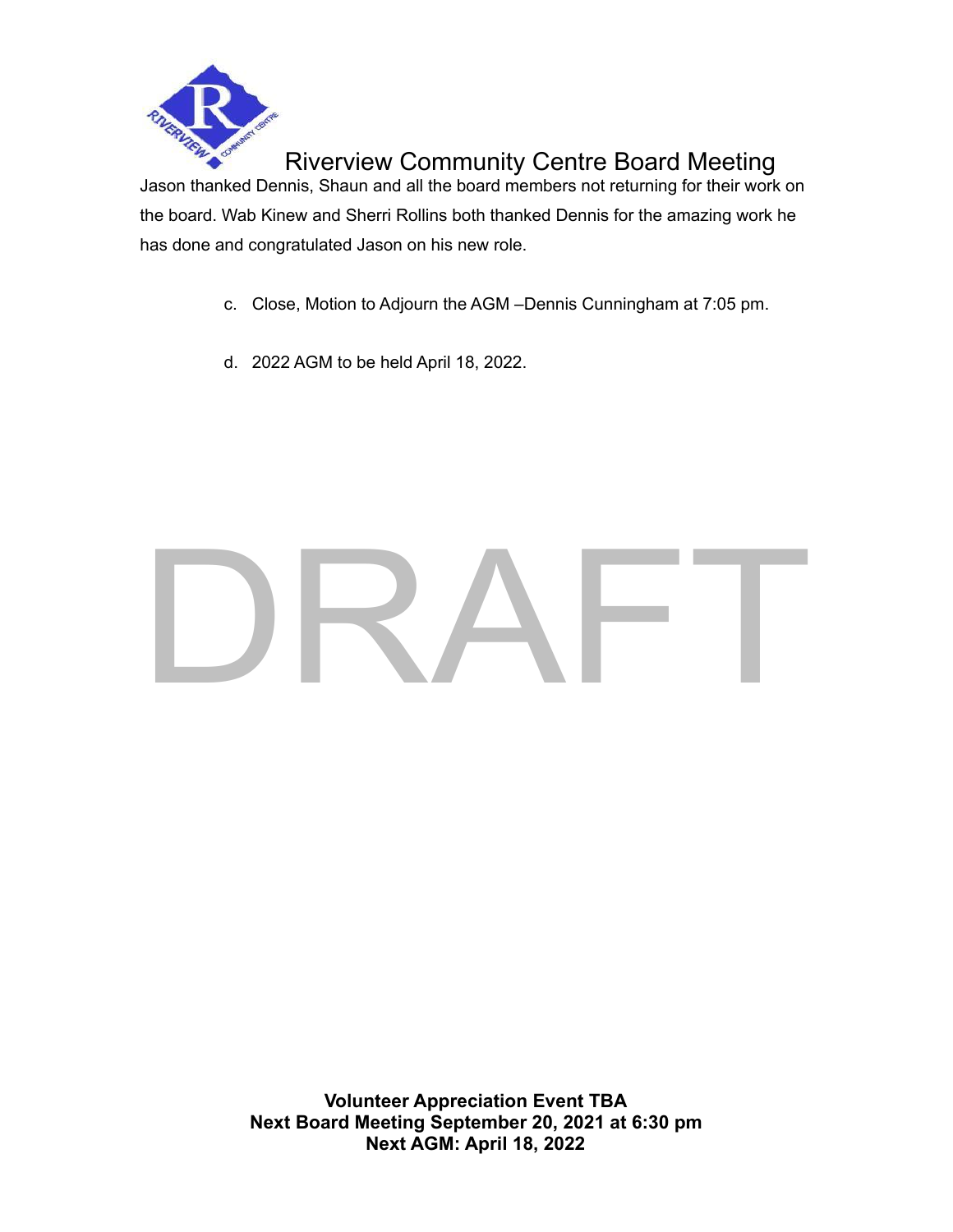Jason thanked Dennis, Shaun and all the board members not returning for their work on the board. Wab Kinew and Sherri Rollins both thanked Dennis for the amazing work he has done and congratulated Jason on his new role.

c. Close, Motion to Adjourn the AGM –Dennis Cunningham at 7:05 pm.

d. 2022 AGM to be held April 18, 2022.

**Volunteer Appreciation Event TBA**
**Next Board Meeting September 20, 2021 at 6:30 pm**
**Next AGM: April 18, 2022**